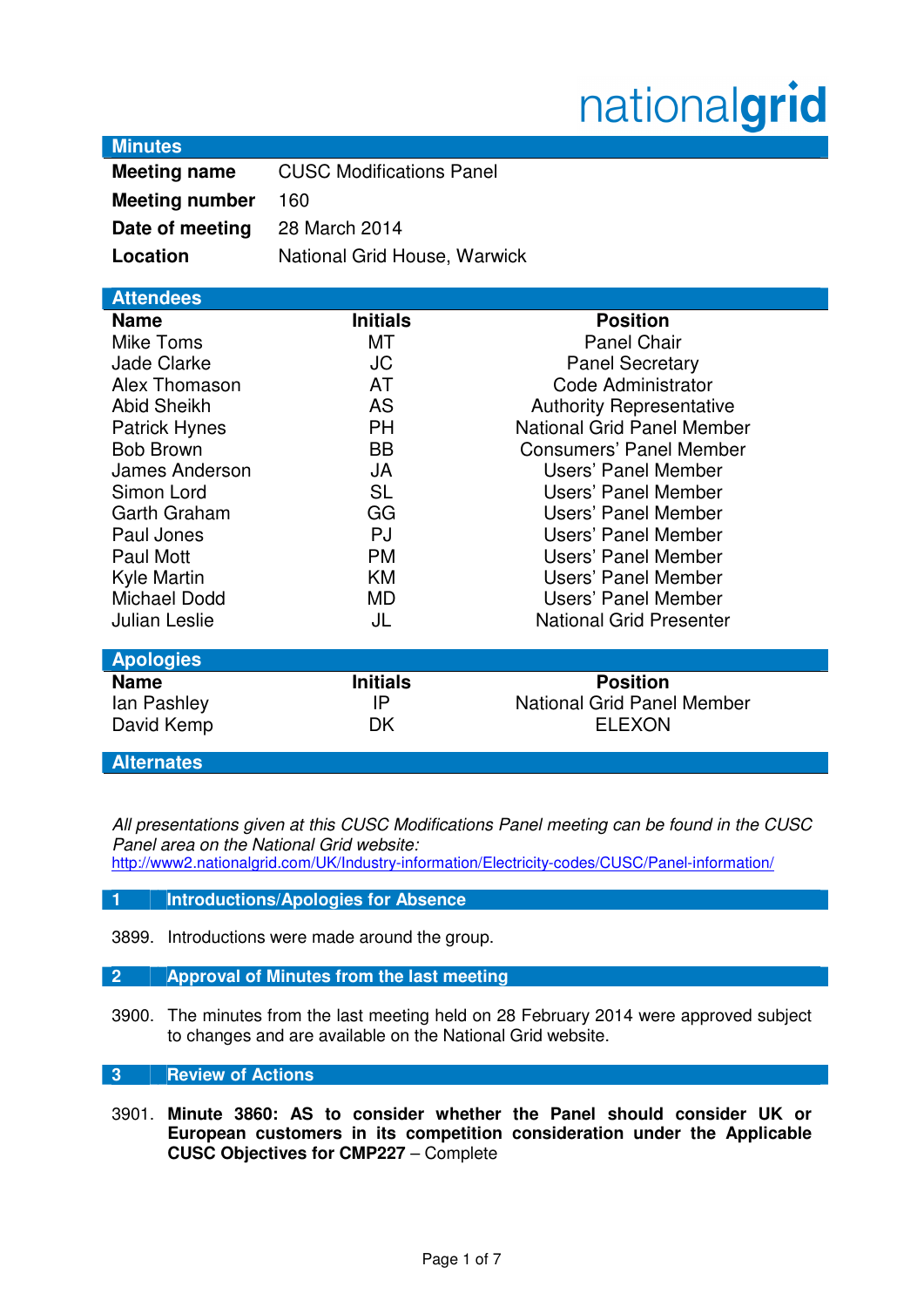nationalgrid

## Minutes

| | |
|---|---|
| **Meeting name** | CUSC Modifications Panel |
| **Meeting number** | 160 |
| **Date of meeting** | 28 March 2014 |
| **Location** | National Grid House, Warwick |

## Attendees

| Name | Initials | Position |
|---|---|---|
| Mike Toms | MT | Panel Chair |
| Jade Clarke | JC | Panel Secretary |
| Alex Thomason | AT | Code Administrator |
| Abid Sheikh | AS | Authority Representative |
| Patrick Hynes | PH | National Grid Panel Member |
| Bob Brown | BB | Consumers' Panel Member |
| James Anderson | JA | Users' Panel Member |
| Simon Lord | SL | Users' Panel Member |
| Garth Graham | GG | Users' Panel Member |
| Paul Jones | PJ | Users' Panel Member |
| Paul Mott | PM | Users' Panel Member |
| Kyle Martin | KM | Users' Panel Member |
| Michael Dodd | MD | Users' Panel Member |
| Julian Leslie | JL | National Grid Presenter |

## Apologies

| Name | Initials | Position |
|---|---|---|
| Ian Pashley | IP | National Grid Panel Member |
| David Kemp | DK | ELEXON |

## Alternates

*All presentations given at this CUSC Modifications Panel meeting can be found in the CUSC Panel area on the National Grid website:*
http://www2.nationalgrid.com/UK/Industry-information/Electricity-codes/CUSC/Panel-information/

## 1 Introductions/Apologies for Absence

3899. Introductions were made around the group.

## 2 Approval of Minutes from the last meeting

3900. The minutes from the last meeting held on 28 February 2014 were approved subject to changes and are available on the National Grid website.

## 3 Review of Actions

3901. **Minute 3860: AS to consider whether the Panel should consider UK or European customers in its competition consideration under the Applicable CUSC Objectives for CMP227** – Complete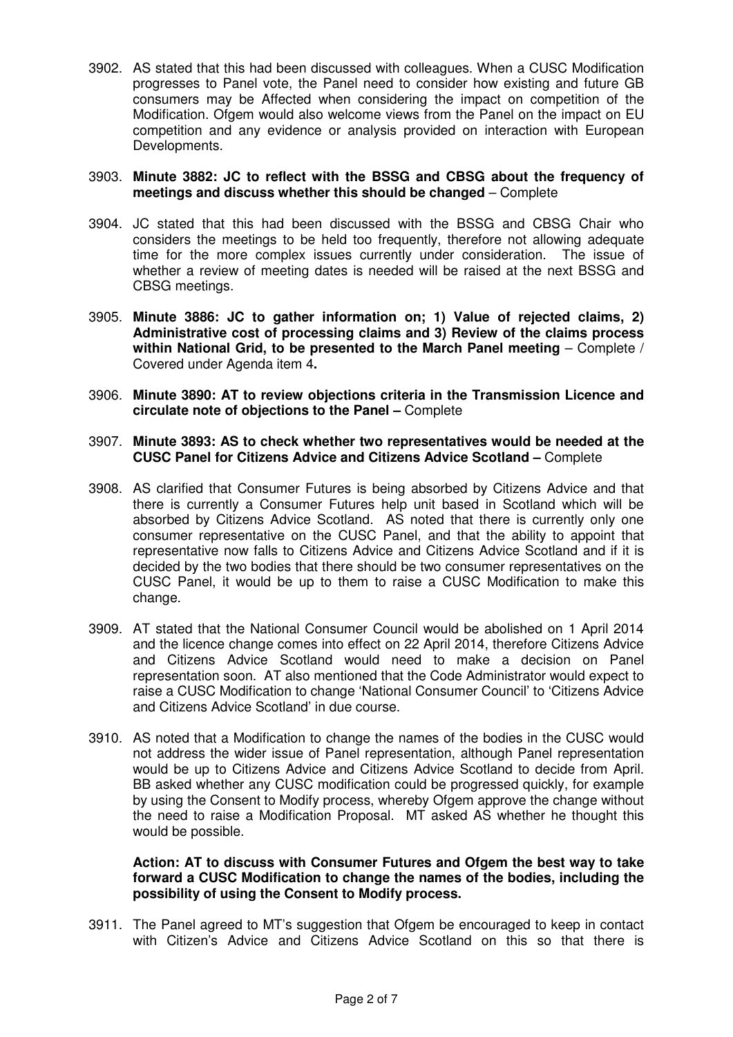3902. AS stated that this had been discussed with colleagues. When a CUSC Modification progresses to Panel vote, the Panel need to consider how existing and future GB consumers may be Affected when considering the impact on competition of the Modification. Ofgem would also welcome views from the Panel on the impact on EU competition and any evidence or analysis provided on interaction with European Developments.

3903. **Minute 3882: JC to reflect with the BSSG and CBSG about the frequency of meetings and discuss whether this should be changed** – Complete

3904. JC stated that this had been discussed with the BSSG and CBSG Chair who considers the meetings to be held too frequently, therefore not allowing adequate time for the more complex issues currently under consideration. The issue of whether a review of meeting dates is needed will be raised at the next BSSG and CBSG meetings.

3905. **Minute 3886: JC to gather information on; 1) Value of rejected claims, 2) Administrative cost of processing claims and 3) Review of the claims process within National Grid, to be presented to the March Panel meeting** – Complete / Covered under Agenda item 4**.**

3906. **Minute 3890: AT to review objections criteria in the Transmission Licence and circulate note of objections to the Panel –** Complete

3907. **Minute 3893: AS to check whether two representatives would be needed at the CUSC Panel for Citizens Advice and Citizens Advice Scotland –** Complete

3908. AS clarified that Consumer Futures is being absorbed by Citizens Advice and that there is currently a Consumer Futures help unit based in Scotland which will be absorbed by Citizens Advice Scotland. AS noted that there is currently only one consumer representative on the CUSC Panel, and that the ability to appoint that representative now falls to Citizens Advice and Citizens Advice Scotland and if it is decided by the two bodies that there should be two consumer representatives on the CUSC Panel, it would be up to them to raise a CUSC Modification to make this change.

3909. AT stated that the National Consumer Council would be abolished on 1 April 2014 and the licence change comes into effect on 22 April 2014, therefore Citizens Advice and Citizens Advice Scotland would need to make a decision on Panel representation soon. AT also mentioned that the Code Administrator would expect to raise a CUSC Modification to change 'National Consumer Council' to 'Citizens Advice and Citizens Advice Scotland' in due course.

3910. AS noted that a Modification to change the names of the bodies in the CUSC would not address the wider issue of Panel representation, although Panel representation would be up to Citizens Advice and Citizens Advice Scotland to decide from April. BB asked whether any CUSC modification could be progressed quickly, for example by using the Consent to Modify process, whereby Ofgem approve the change without the need to raise a Modification Proposal. MT asked AS whether he thought this would be possible.

**Action: AT to discuss with Consumer Futures and Ofgem the best way to take forward a CUSC Modification to change the names of the bodies, including the possibility of using the Consent to Modify process.**

3911. The Panel agreed to MT's suggestion that Ofgem be encouraged to keep in contact with Citizen's Advice and Citizens Advice Scotland on this so that there is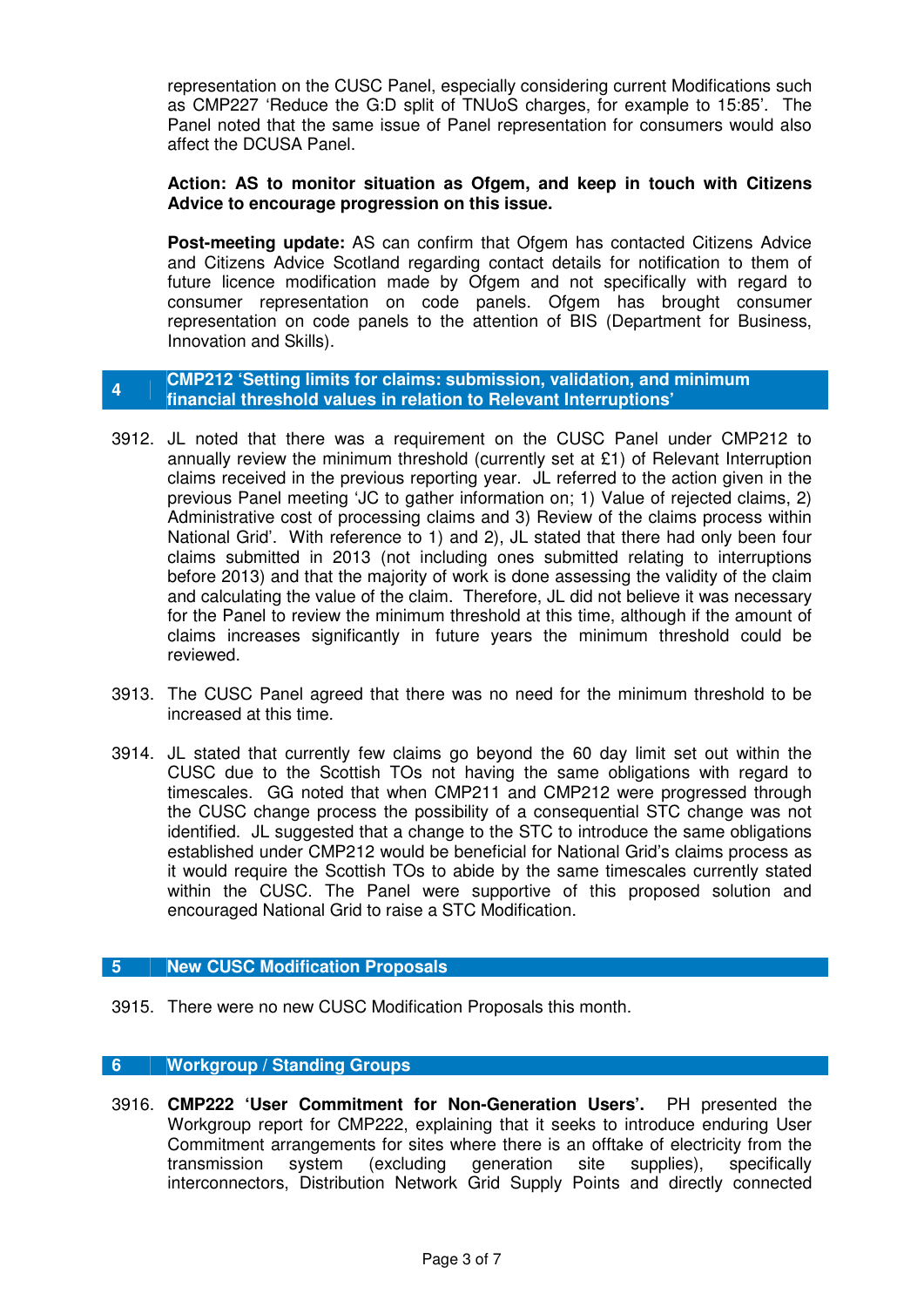representation on the CUSC Panel, especially considering current Modifications such as CMP227 'Reduce the G:D split of TNUoS charges, for example to 15:85'. The Panel noted that the same issue of Panel representation for consumers would also affect the DCUSA Panel.

**Action: AS to monitor situation as Ofgem, and keep in touch with Citizens Advice to encourage progression on this issue.**

**Post-meeting update:** AS can confirm that Ofgem has contacted Citizens Advice and Citizens Advice Scotland regarding contact details for notification to them of future licence modification made by Ofgem and not specifically with regard to consumer representation on code panels. Ofgem has brought consumer representation on code panels to the attention of BIS (Department for Business, Innovation and Skills).

## 4 CMP212 'Setting limits for claims: submission, validation, and minimum financial threshold values in relation to Relevant Interruptions'

3912. JL noted that there was a requirement on the CUSC Panel under CMP212 to annually review the minimum threshold (currently set at £1) of Relevant Interruption claims received in the previous reporting year. JL referred to the action given in the previous Panel meeting 'JC to gather information on; 1) Value of rejected claims, 2) Administrative cost of processing claims and 3) Review of the claims process within National Grid'. With reference to 1) and 2), JL stated that there had only been four claims submitted in 2013 (not including ones submitted relating to interruptions before 2013) and that the majority of work is done assessing the validity of the claim and calculating the value of the claim. Therefore, JL did not believe it was necessary for the Panel to review the minimum threshold at this time, although if the amount of claims increases significantly in future years the minimum threshold could be reviewed.

3913. The CUSC Panel agreed that there was no need for the minimum threshold to be increased at this time.

3914. JL stated that currently few claims go beyond the 60 day limit set out within the CUSC due to the Scottish TOs not having the same obligations with regard to timescales. GG noted that when CMP211 and CMP212 were progressed through the CUSC change process the possibility of a consequential STC change was not identified. JL suggested that a change to the STC to introduce the same obligations established under CMP212 would be beneficial for National Grid's claims process as it would require the Scottish TOs to abide by the same timescales currently stated within the CUSC. The Panel were supportive of this proposed solution and encouraged National Grid to raise a STC Modification.

## 5 New CUSC Modification Proposals

3915. There were no new CUSC Modification Proposals this month.

## 6 Workgroup / Standing Groups

3916. **CMP222 'User Commitment for Non-Generation Users'.** PH presented the Workgroup report for CMP222, explaining that it seeks to introduce enduring User Commitment arrangements for sites where there is an offtake of electricity from the transmission system (excluding generation site supplies), specifically interconnectors, Distribution Network Grid Supply Points and directly connected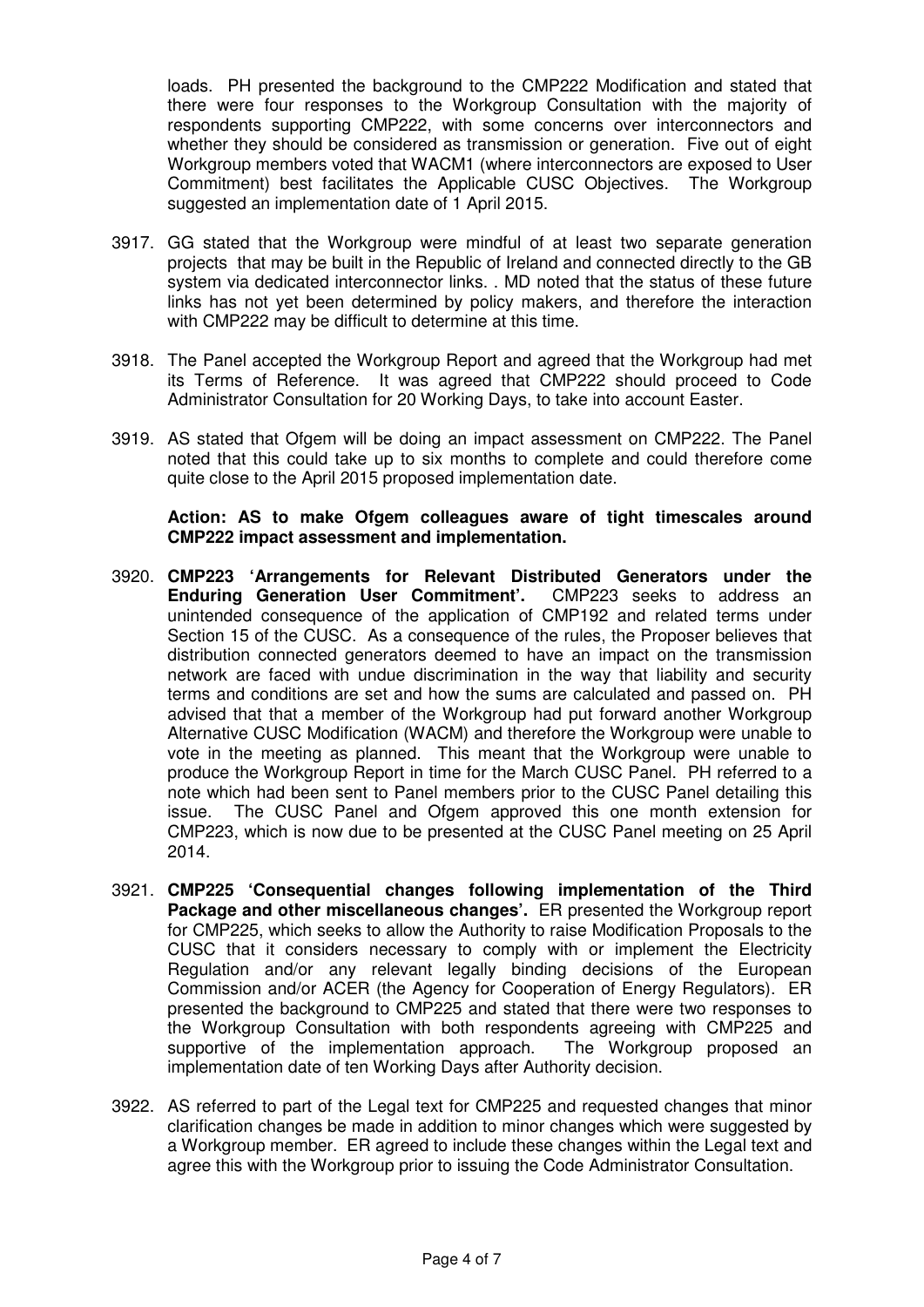loads. PH presented the background to the CMP222 Modification and stated that there were four responses to the Workgroup Consultation with the majority of respondents supporting CMP222, with some concerns over interconnectors and whether they should be considered as transmission or generation. Five out of eight Workgroup members voted that WACM1 (where interconnectors are exposed to User Commitment) best facilitates the Applicable CUSC Objectives. The Workgroup suggested an implementation date of 1 April 2015.

3917. GG stated that the Workgroup were mindful of at least two separate generation projects that may be built in the Republic of Ireland and connected directly to the GB system via dedicated interconnector links. . MD noted that the status of these future links has not yet been determined by policy makers, and therefore the interaction with CMP222 may be difficult to determine at this time.

3918. The Panel accepted the Workgroup Report and agreed that the Workgroup had met its Terms of Reference. It was agreed that CMP222 should proceed to Code Administrator Consultation for 20 Working Days, to take into account Easter.

3919. AS stated that Ofgem will be doing an impact assessment on CMP222. The Panel noted that this could take up to six months to complete and could therefore come quite close to the April 2015 proposed implementation date.

**Action: AS to make Ofgem colleagues aware of tight timescales around CMP222 impact assessment and implementation.**

3920. **CMP223 'Arrangements for Relevant Distributed Generators under the Enduring Generation User Commitment'.** CMP223 seeks to address an unintended consequence of the application of CMP192 and related terms under Section 15 of the CUSC. As a consequence of the rules, the Proposer believes that distribution connected generators deemed to have an impact on the transmission network are faced with undue discrimination in the way that liability and security terms and conditions are set and how the sums are calculated and passed on. PH advised that that a member of the Workgroup had put forward another Workgroup Alternative CUSC Modification (WACM) and therefore the Workgroup were unable to vote in the meeting as planned. This meant that the Workgroup were unable to produce the Workgroup Report in time for the March CUSC Panel. PH referred to a note which had been sent to Panel members prior to the CUSC Panel detailing this issue. The CUSC Panel and Ofgem approved this one month extension for CMP223, which is now due to be presented at the CUSC Panel meeting on 25 April 2014.

3921. **CMP225 'Consequential changes following implementation of the Third Package and other miscellaneous changes'.** ER presented the Workgroup report for CMP225, which seeks to allow the Authority to raise Modification Proposals to the CUSC that it considers necessary to comply with or implement the Electricity Regulation and/or any relevant legally binding decisions of the European Commission and/or ACER (the Agency for Cooperation of Energy Regulators). ER presented the background to CMP225 and stated that there were two responses to the Workgroup Consultation with both respondents agreeing with CMP225 and supportive of the implementation approach. The Workgroup proposed an implementation date of ten Working Days after Authority decision.

3922. AS referred to part of the Legal text for CMP225 and requested changes that minor clarification changes be made in addition to minor changes which were suggested by a Workgroup member. ER agreed to include these changes within the Legal text and agree this with the Workgroup prior to issuing the Code Administrator Consultation.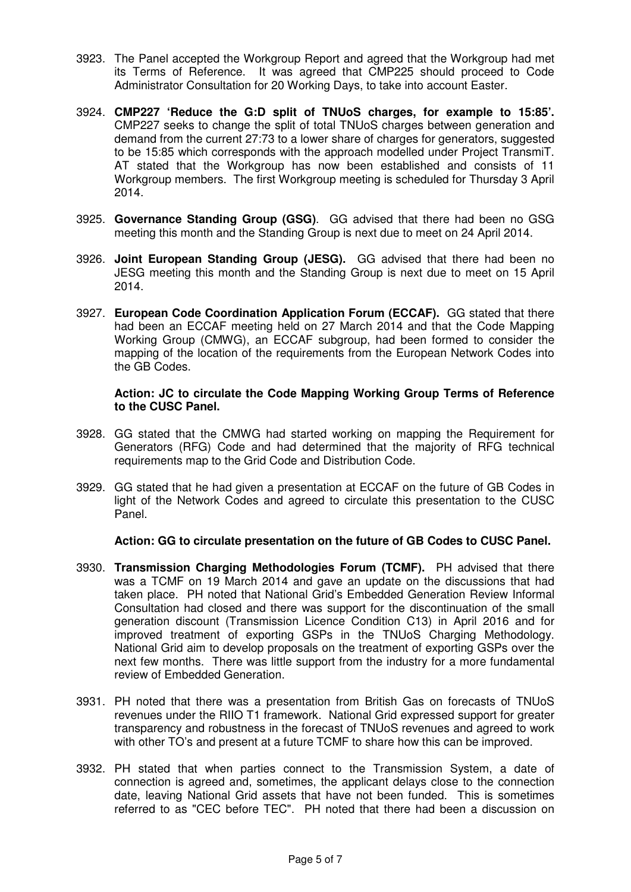3923. The Panel accepted the Workgroup Report and agreed that the Workgroup had met its Terms of Reference. It was agreed that CMP225 should proceed to Code Administrator Consultation for 20 Working Days, to take into account Easter.

3924. **CMP227 'Reduce the G:D split of TNUoS charges, for example to 15:85'.** CMP227 seeks to change the split of total TNUoS charges between generation and demand from the current 27:73 to a lower share of charges for generators, suggested to be 15:85 which corresponds with the approach modelled under Project TransmiT. AT stated that the Workgroup has now been established and consists of 11 Workgroup members. The first Workgroup meeting is scheduled for Thursday 3 April 2014.

3925. **Governance Standing Group (GSG)**. GG advised that there had been no GSG meeting this month and the Standing Group is next due to meet on 24 April 2014.

3926. **Joint European Standing Group (JESG).** GG advised that there had been no JESG meeting this month and the Standing Group is next due to meet on 15 April 2014.

3927. **European Code Coordination Application Forum (ECCAF).** GG stated that there had been an ECCAF meeting held on 27 March 2014 and that the Code Mapping Working Group (CMWG), an ECCAF subgroup, had been formed to consider the mapping of the location of the requirements from the European Network Codes into the GB Codes.

**Action: JC to circulate the Code Mapping Working Group Terms of Reference to the CUSC Panel.**

3928. GG stated that the CMWG had started working on mapping the Requirement for Generators (RFG) Code and had determined that the majority of RFG technical requirements map to the Grid Code and Distribution Code.

3929. GG stated that he had given a presentation at ECCAF on the future of GB Codes in light of the Network Codes and agreed to circulate this presentation to the CUSC Panel.

**Action: GG to circulate presentation on the future of GB Codes to CUSC Panel.**

3930. **Transmission Charging Methodologies Forum (TCMF).** PH advised that there was a TCMF on 19 March 2014 and gave an update on the discussions that had taken place. PH noted that National Grid's Embedded Generation Review Informal Consultation had closed and there was support for the discontinuation of the small generation discount (Transmission Licence Condition C13) in April 2016 and for improved treatment of exporting GSPs in the TNUoS Charging Methodology. National Grid aim to develop proposals on the treatment of exporting GSPs over the next few months. There was little support from the industry for a more fundamental review of Embedded Generation.

3931. PH noted that there was a presentation from British Gas on forecasts of TNUoS revenues under the RIIO T1 framework. National Grid expressed support for greater transparency and robustness in the forecast of TNUoS revenues and agreed to work with other TO's and present at a future TCMF to share how this can be improved.

3932. PH stated that when parties connect to the Transmission System, a date of connection is agreed and, sometimes, the applicant delays close to the connection date, leaving National Grid assets that have not been funded. This is sometimes referred to as "CEC before TEC". PH noted that there had been a discussion on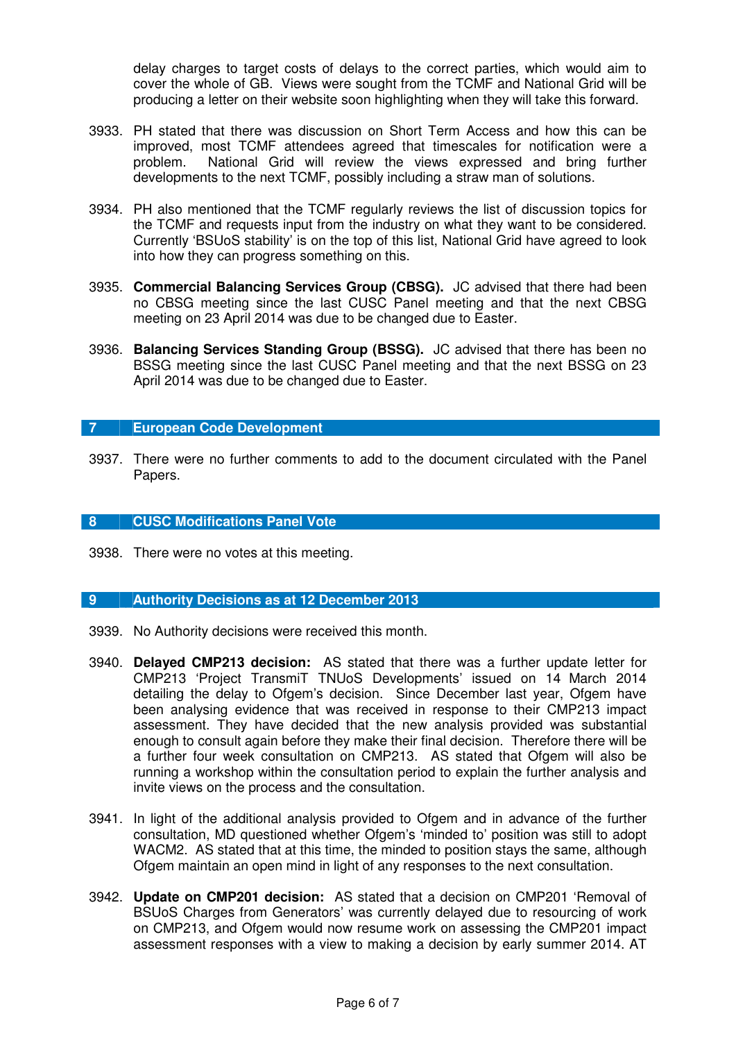delay charges to target costs of delays to the correct parties, which would aim to cover the whole of GB. Views were sought from the TCMF and National Grid will be producing a letter on their website soon highlighting when they will take this forward.

3933. PH stated that there was discussion on Short Term Access and how this can be improved, most TCMF attendees agreed that timescales for notification were a problem. National Grid will review the views expressed and bring further developments to the next TCMF, possibly including a straw man of solutions.

3934. PH also mentioned that the TCMF regularly reviews the list of discussion topics for the TCMF and requests input from the industry on what they want to be considered. Currently 'BSUoS stability' is on the top of this list, National Grid have agreed to look into how they can progress something on this.

3935. **Commercial Balancing Services Group (CBSG).** JC advised that there had been no CBSG meeting since the last CUSC Panel meeting and that the next CBSG meeting on 23 April 2014 was due to be changed due to Easter.

3936. **Balancing Services Standing Group (BSSG).** JC advised that there has been no BSSG meeting since the last CUSC Panel meeting and that the next BSSG on 23 April 2014 was due to be changed due to Easter.

## 7 European Code Development

3937. There were no further comments to add to the document circulated with the Panel Papers.

## 8 CUSC Modifications Panel Vote

3938. There were no votes at this meeting.

## 9 Authority Decisions as at 12 December 2013

3939. No Authority decisions were received this month.

3940. **Delayed CMP213 decision:** AS stated that there was a further update letter for CMP213 'Project TransmiT TNUoS Developments' issued on 14 March 2014 detailing the delay to Ofgem's decision. Since December last year, Ofgem have been analysing evidence that was received in response to their CMP213 impact assessment. They have decided that the new analysis provided was substantial enough to consult again before they make their final decision. Therefore there will be a further four week consultation on CMP213. AS stated that Ofgem will also be running a workshop within the consultation period to explain the further analysis and invite views on the process and the consultation.

3941. In light of the additional analysis provided to Ofgem and in advance of the further consultation, MD questioned whether Ofgem's 'minded to' position was still to adopt WACM2. AS stated that at this time, the minded to position stays the same, although Ofgem maintain an open mind in light of any responses to the next consultation.

3942. **Update on CMP201 decision:** AS stated that a decision on CMP201 'Removal of BSUoS Charges from Generators' was currently delayed due to resourcing of work on CMP213, and Ofgem would now resume work on assessing the CMP201 impact assessment responses with a view to making a decision by early summer 2014. AT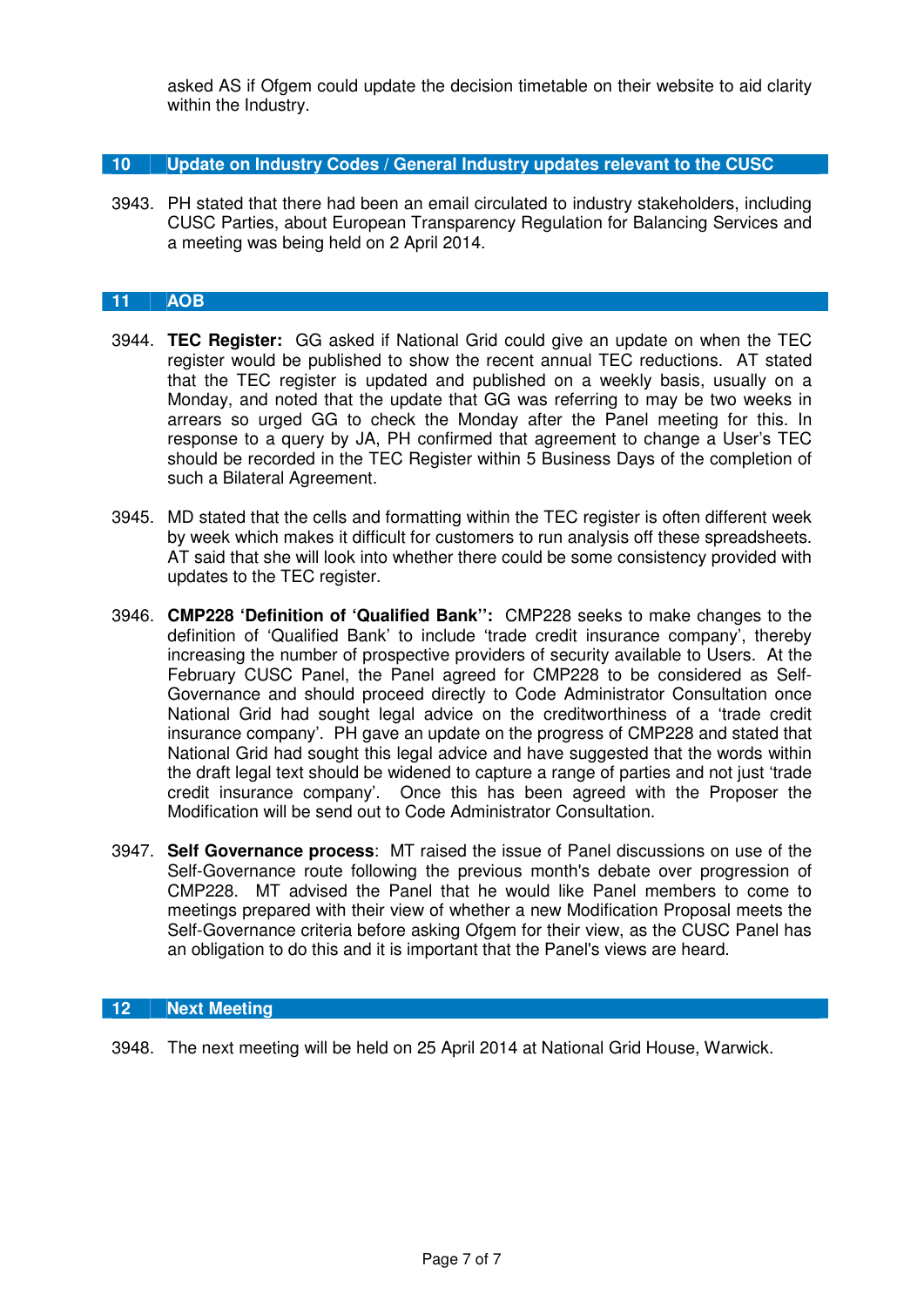asked AS if Ofgem could update the decision timetable on their website to aid clarity within the Industry.

## 10 Update on Industry Codes / General Industry updates relevant to the CUSC

3943. PH stated that there had been an email circulated to industry stakeholders, including CUSC Parties, about European Transparency Regulation for Balancing Services and a meeting was being held on 2 April 2014.

## 11 AOB

3944. **TEC Register:** GG asked if National Grid could give an update on when the TEC register would be published to show the recent annual TEC reductions. AT stated that the TEC register is updated and published on a weekly basis, usually on a Monday, and noted that the update that GG was referring to may be two weeks in arrears so urged GG to check the Monday after the Panel meeting for this. In response to a query by JA, PH confirmed that agreement to change a User's TEC should be recorded in the TEC Register within 5 Business Days of the completion of such a Bilateral Agreement.

3945. MD stated that the cells and formatting within the TEC register is often different week by week which makes it difficult for customers to run analysis off these spreadsheets. AT said that she will look into whether there could be some consistency provided with updates to the TEC register.

3946. **CMP228 'Definition of 'Qualified Bank'':** CMP228 seeks to make changes to the definition of 'Qualified Bank' to include 'trade credit insurance company', thereby increasing the number of prospective providers of security available to Users. At the February CUSC Panel, the Panel agreed for CMP228 to be considered as Self-Governance and should proceed directly to Code Administrator Consultation once National Grid had sought legal advice on the creditworthiness of a 'trade credit insurance company'. PH gave an update on the progress of CMP228 and stated that National Grid had sought this legal advice and have suggested that the words within the draft legal text should be widened to capture a range of parties and not just 'trade credit insurance company'. Once this has been agreed with the Proposer the Modification will be send out to Code Administrator Consultation.

3947. **Self Governance process**: MT raised the issue of Panel discussions on use of the Self-Governance route following the previous month's debate over progression of CMP228. MT advised the Panel that he would like Panel members to come to meetings prepared with their view of whether a new Modification Proposal meets the Self-Governance criteria before asking Ofgem for their view, as the CUSC Panel has an obligation to do this and it is important that the Panel's views are heard.

## 12 Next Meeting

3948. The next meeting will be held on 25 April 2014 at National Grid House, Warwick.